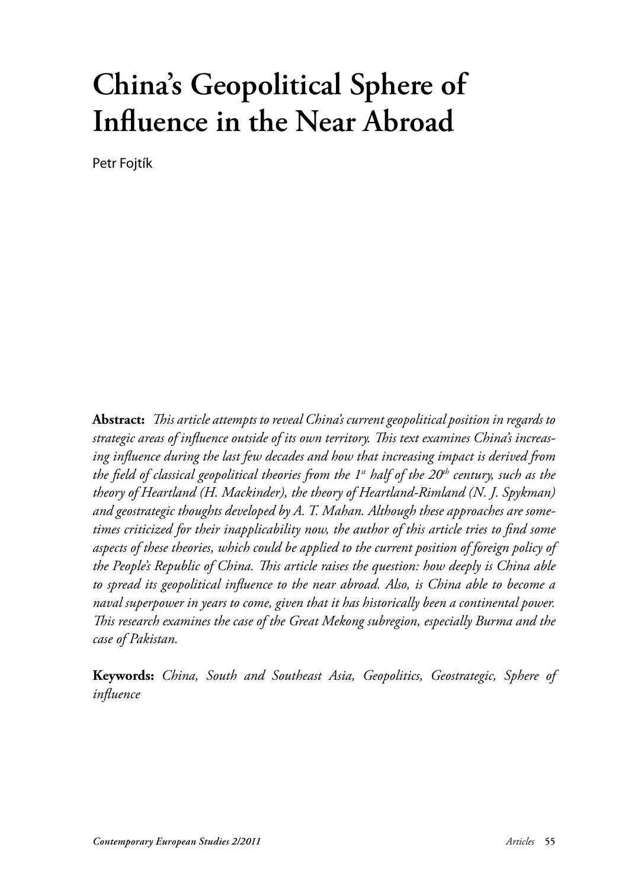# China's Geopolitical Sphere of Influence in the Near Abroad

Petr Fojtík

**Abstract:** *This article attempts to reveal China's current geopolitical position in regards to strategic areas of influence outside of its own territory. This text examines China's increasing influence during the last few decades and how that increasing impact is derived from the field of classical geopolitical theories from the 1st half of the 20th century, such as the theory of Heartland (H. Mackinder), the theory of Heartland-Rimland (N. J. Spykman) and geostrategic thoughts developed by A. T. Mahan. Although these approaches are sometimes criticized for their inapplicability now, the author of this article tries to find some aspects of these theories, which could be applied to the current position of foreign policy of the People's Republic of China. This article raises the question: how deeply is China able to spread its geopolitical influence to the near abroad. Also, is China able to become a naval superpower in years to come, given that it has historically been a continental power. This research examines the case of the Great Mekong subregion, especially Burma and the case of Pakistan.*

**Keywords:** *China, South and Southeast Asia, Geopolitics, Geostrategic, Sphere of influence*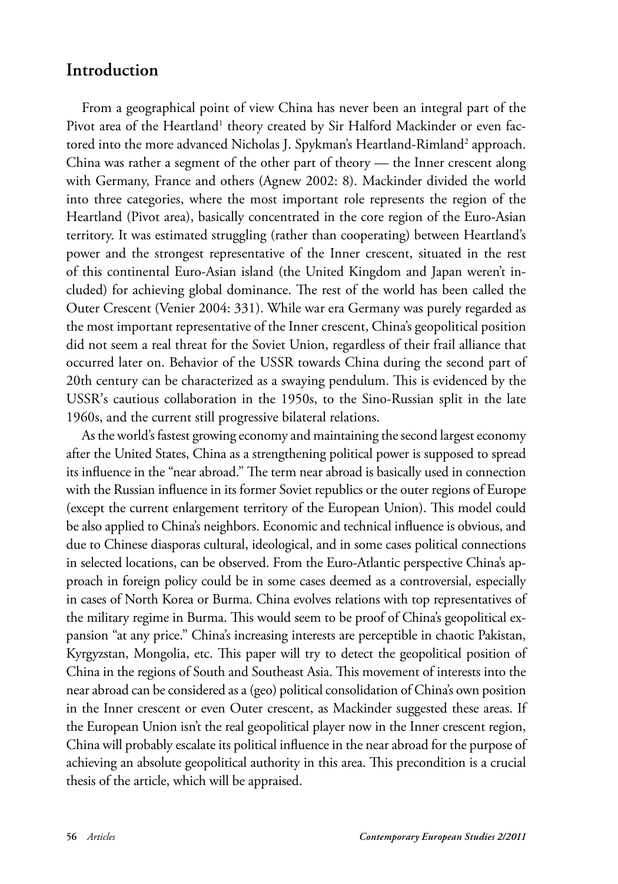## Introduction

From a geographical point of view China has never been an integral part of the Pivot area of the Heartland[1] theory created by Sir Halford Mackinder or even factored into the more advanced Nicholas J. Spykman's Heartland-Rimland[2] approach. China was rather a segment of the other part of theory — the Inner crescent along with Germany, France and others (Agnew 2002: 8). Mackinder divided the world into three categories, where the most important role represents the region of the Heartland (Pivot area), basically concentrated in the core region of the Euro-Asian territory. It was estimated struggling (rather than cooperating) between Heartland's power and the strongest representative of the Inner crescent, situated in the rest of this continental Euro-Asian island (the United Kingdom and Japan weren't included) for achieving global dominance. The rest of the world has been called the Outer Crescent (Venier 2004: 331). While war era Germany was purely regarded as the most important representative of the Inner crescent, China's geopolitical position did not seem a real threat for the Soviet Union, regardless of their frail alliance that occurred later on. Behavior of the USSR towards China during the second part of 20th century can be characterized as a swaying pendulum. This is evidenced by the USSR's cautious collaboration in the 1950s, to the Sino-Russian split in the late 1960s, and the current still progressive bilateral relations.

As the world's fastest growing economy and maintaining the second largest economy after the United States, China as a strengthening political power is supposed to spread its influence in the "near abroad." The term near abroad is basically used in connection with the Russian influence in its former Soviet republics or the outer regions of Europe (except the current enlargement territory of the European Union). This model could be also applied to China's neighbors. Economic and technical influence is obvious, and due to Chinese diasporas cultural, ideological, and in some cases political connections in selected locations, can be observed. From the Euro-Atlantic perspective China's approach in foreign policy could be in some cases deemed as a controversial, especially in cases of North Korea or Burma. China evolves relations with top representatives of the military regime in Burma. This would seem to be proof of China's geopolitical expansion "at any price." China's increasing interests are perceptible in chaotic Pakistan, Kyrgyzstan, Mongolia, etc. This paper will try to detect the geopolitical position of China in the regions of South and Southeast Asia. This movement of interests into the near abroad can be considered as a (geo) political consolidation of China's own position in the Inner crescent or even Outer crescent, as Mackinder suggested these areas. If the European Union isn't the real geopolitical player now in the Inner crescent region, China will probably escalate its political influence in the near abroad for the purpose of achieving an absolute geopolitical authority in this area. This precondition is a crucial thesis of the article, which will be appraised.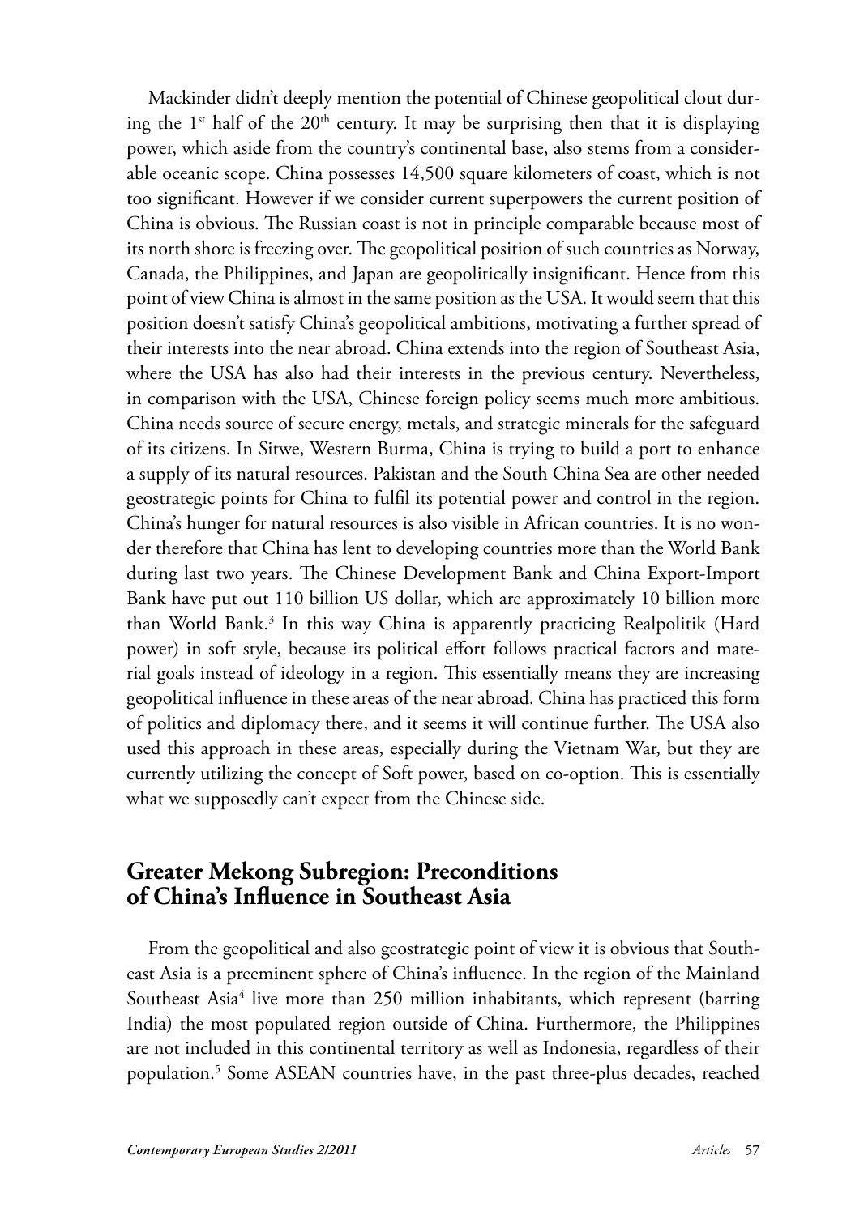Mackinder didn't deeply mention the potential of Chinese geopolitical clout during the 1st half of the 20th century. It may be surprising then that it is displaying power, which aside from the country's continental base, also stems from a considerable oceanic scope. China possesses 14,500 square kilometers of coast, which is not too significant. However if we consider current superpowers the current position of China is obvious. The Russian coast is not in principle comparable because most of its north shore is freezing over. The geopolitical position of such countries as Norway, Canada, the Philippines, and Japan are geopolitically insignificant. Hence from this point of view China is almost in the same position as the USA. It would seem that this position doesn't satisfy China's geopolitical ambitions, motivating a further spread of their interests into the near abroad. China extends into the region of Southeast Asia, where the USA has also had their interests in the previous century. Nevertheless, in comparison with the USA, Chinese foreign policy seems much more ambitious. China needs source of secure energy, metals, and strategic minerals for the safeguard of its citizens. In Sitwe, Western Burma, China is trying to build a port to enhance a supply of its natural resources. Pakistan and the South China Sea are other needed geostrategic points for China to fulfil its potential power and control in the region. China's hunger for natural resources is also visible in African countries. It is no wonder therefore that China has lent to developing countries more than the World Bank during last two years. The Chinese Development Bank and China Export-Import Bank have put out 110 billion US dollar, which are approximately 10 billion more than World Bank.[3] In this way China is apparently practicing Realpolitik (Hard power) in soft style, because its political effort follows practical factors and material goals instead of ideology in a region. This essentially means they are increasing geopolitical influence in these areas of the near abroad. China has practiced this form of politics and diplomacy there, and it seems it will continue further. The USA also used this approach in these areas, especially during the Vietnam War, but they are currently utilizing the concept of Soft power, based on co-option. This is essentially what we supposedly can't expect from the Chinese side.

## Greater Mekong Subregion: Preconditions of China's Influence in Southeast Asia

From the geopolitical and also geostrategic point of view it is obvious that Southeast Asia is a preeminent sphere of China's influence. In the region of the Mainland Southeast Asia[4] live more than 250 million inhabitants, which represent (barring India) the most populated region outside of China. Furthermore, the Philippines are not included in this continental territory as well as Indonesia, regardless of their population.[5] Some ASEAN countries have, in the past three-plus decades, reached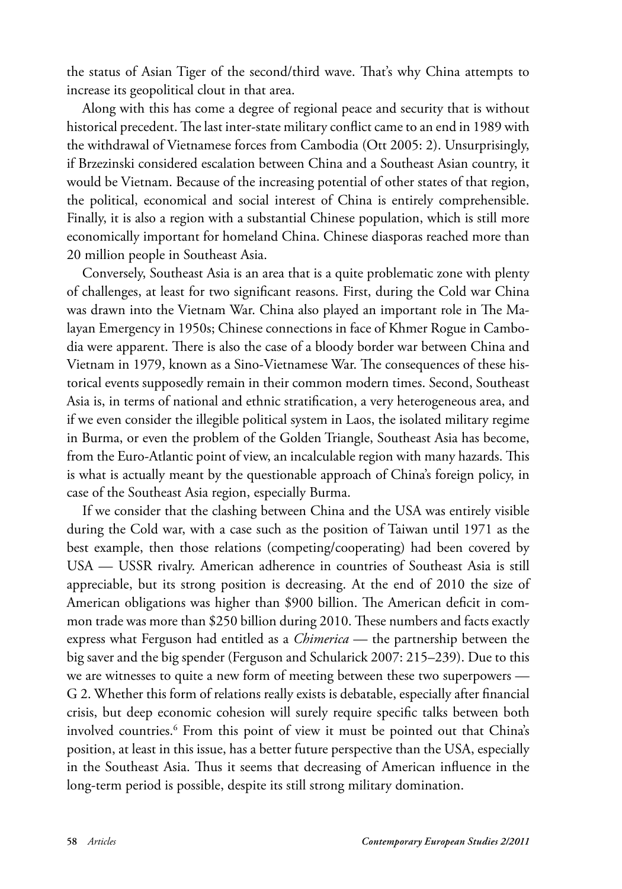the status of Asian Tiger of the second/third wave. That's why China attempts to increase its geopolitical clout in that area.

Along with this has come a degree of regional peace and security that is without historical precedent. The last inter-state military conflict came to an end in 1989 with the withdrawal of Vietnamese forces from Cambodia (Ott 2005: 2). Unsurprisingly, if Brzezinski considered escalation between China and a Southeast Asian country, it would be Vietnam. Because of the increasing potential of other states of that region, the political, economical and social interest of China is entirely comprehensible. Finally, it is also a region with a substantial Chinese population, which is still more economically important for homeland China. Chinese diasporas reached more than 20 million people in Southeast Asia.

Conversely, Southeast Asia is an area that is a quite problematic zone with plenty of challenges, at least for two significant reasons. First, during the Cold war China was drawn into the Vietnam War. China also played an important role in The Malayan Emergency in 1950s; Chinese connections in face of Khmer Rogue in Cambodia were apparent. There is also the case of a bloody border war between China and Vietnam in 1979, known as a Sino-Vietnamese War. The consequences of these historical events supposedly remain in their common modern times. Second, Southeast Asia is, in terms of national and ethnic stratification, a very heterogeneous area, and if we even consider the illegible political system in Laos, the isolated military regime in Burma, or even the problem of the Golden Triangle, Southeast Asia has become, from the Euro-Atlantic point of view, an incalculable region with many hazards. This is what is actually meant by the questionable approach of China's foreign policy, in case of the Southeast Asia region, especially Burma.

If we consider that the clashing between China and the USA was entirely visible during the Cold war, with a case such as the position of Taiwan until 1971 as the best example, then those relations (competing/cooperating) had been covered by USA — USSR rivalry. American adherence in countries of Southeast Asia is still appreciable, but its strong position is decreasing. At the end of 2010 the size of American obligations was higher than $900 billion. The American deficit in common trade was more than $250 billion during 2010. These numbers and facts exactly express what Ferguson had entitled as a *Chimerica* — the partnership between the big saver and the big spender (Ferguson and Schularick 2007: 215–239). Due to this we are witnesses to quite a new form of meeting between these two superpowers — G 2. Whether this form of relations really exists is debatable, especially after financial crisis, but deep economic cohesion will surely require specific talks between both involved countries.[6] From this point of view it must be pointed out that China's position, at least in this issue, has a better future perspective than the USA, especially in the Southeast Asia. Thus it seems that decreasing of American influence in the long-term period is possible, despite its still strong military domination.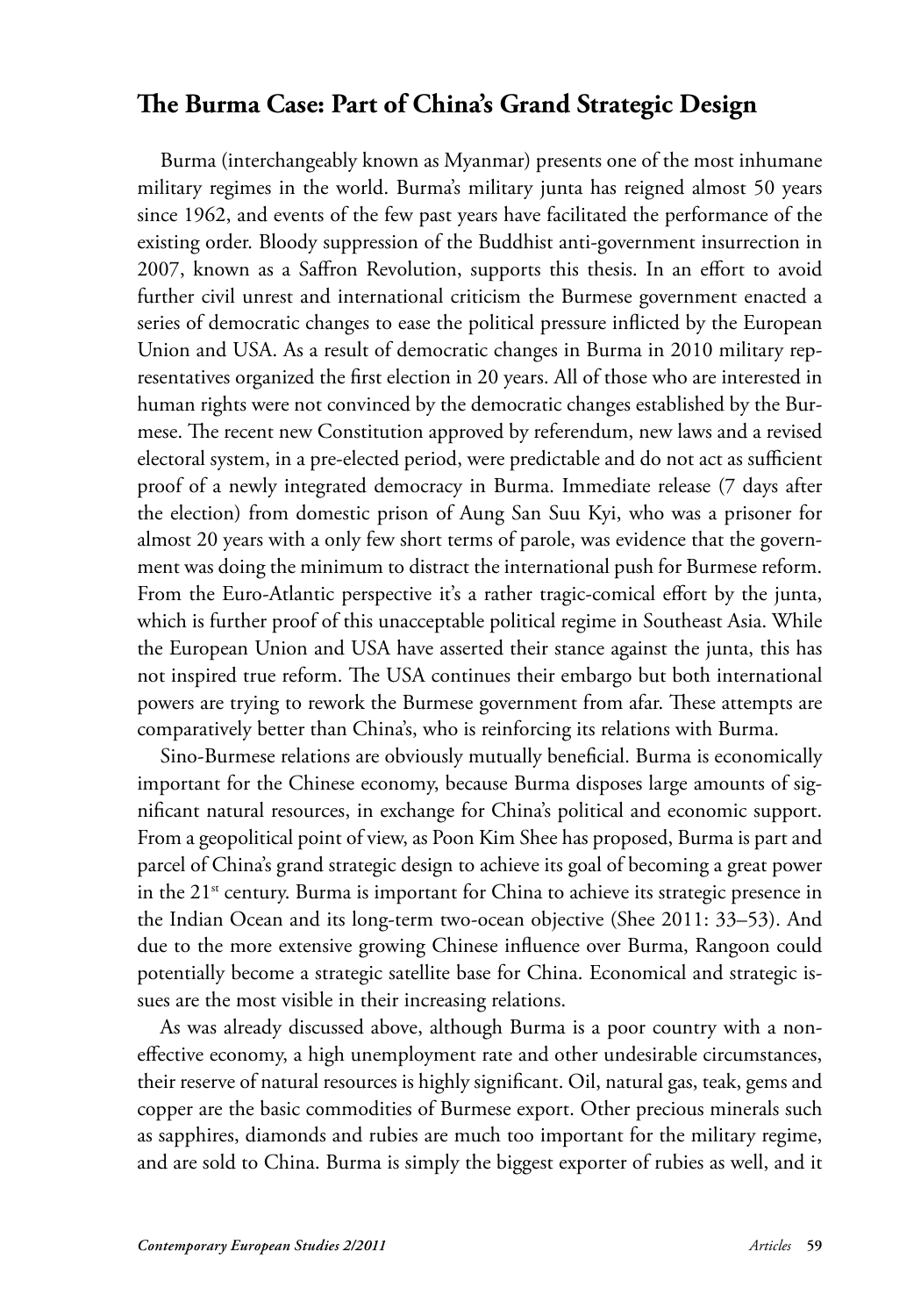## The Burma Case: Part of China's Grand Strategic Design

Burma (interchangeably known as Myanmar) presents one of the most inhumane military regimes in the world. Burma's military junta has reigned almost 50 years since 1962, and events of the few past years have facilitated the performance of the existing order. Bloody suppression of the Buddhist anti-government insurrection in 2007, known as a Saffron Revolution, supports this thesis. In an effort to avoid further civil unrest and international criticism the Burmese government enacted a series of democratic changes to ease the political pressure inflicted by the European Union and USA. As a result of democratic changes in Burma in 2010 military representatives organized the first election in 20 years. All of those who are interested in human rights were not convinced by the democratic changes established by the Burmese. The recent new Constitution approved by referendum, new laws and a revised electoral system, in a pre-elected period, were predictable and do not act as sufficient proof of a newly integrated democracy in Burma. Immediate release (7 days after the election) from domestic prison of Aung San Suu Kyi, who was a prisoner for almost 20 years with a only few short terms of parole, was evidence that the government was doing the minimum to distract the international push for Burmese reform. From the Euro-Atlantic perspective it's a rather tragic-comical effort by the junta, which is further proof of this unacceptable political regime in Southeast Asia. While the European Union and USA have asserted their stance against the junta, this has not inspired true reform. The USA continues their embargo but both international powers are trying to rework the Burmese government from afar. These attempts are comparatively better than China's, who is reinforcing its relations with Burma.

Sino-Burmese relations are obviously mutually beneficial. Burma is economically important for the Chinese economy, because Burma disposes large amounts of significant natural resources, in exchange for China's political and economic support. From a geopolitical point of view, as Poon Kim Shee has proposed, Burma is part and parcel of China's grand strategic design to achieve its goal of becoming a great power in the 21st century. Burma is important for China to achieve its strategic presence in the Indian Ocean and its long-term two-ocean objective (Shee 2011: 33–53). And due to the more extensive growing Chinese influence over Burma, Rangoon could potentially become a strategic satellite base for China. Economical and strategic issues are the most visible in their increasing relations.

As was already discussed above, although Burma is a poor country with a non-effective economy, a high unemployment rate and other undesirable circumstances, their reserve of natural resources is highly significant. Oil, natural gas, teak, gems and copper are the basic commodities of Burmese export. Other precious minerals such as sapphires, diamonds and rubies are much too important for the military regime, and are sold to China. Burma is simply the biggest exporter of rubies as well, and it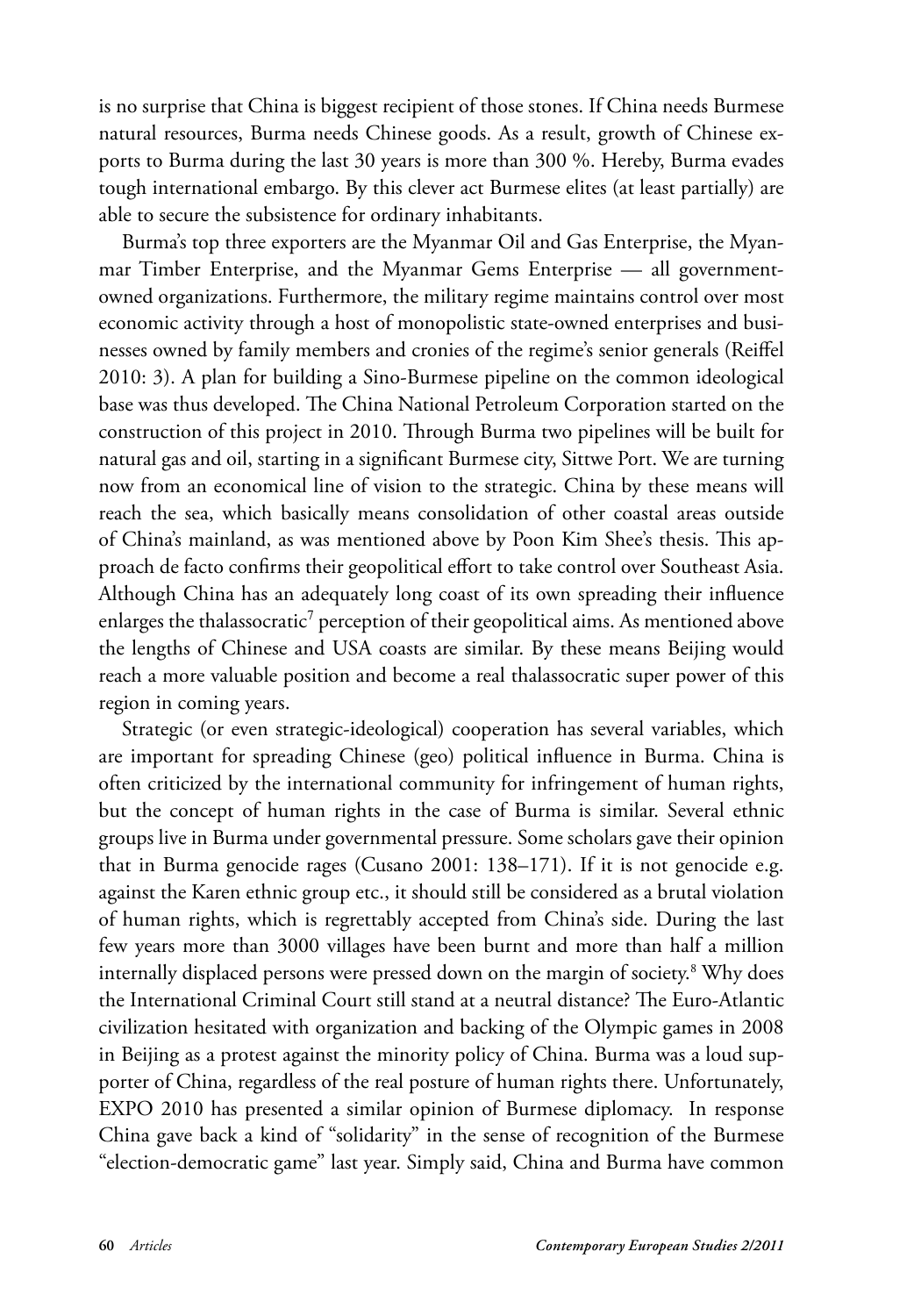is no surprise that China is biggest recipient of those stones. If China needs Burmese natural resources, Burma needs Chinese goods. As a result, growth of Chinese exports to Burma during the last 30 years is more than 300 %. Hereby, Burma evades tough international embargo. By this clever act Burmese elites (at least partially) are able to secure the subsistence for ordinary inhabitants.

Burma's top three exporters are the Myanmar Oil and Gas Enterprise, the Myanmar Timber Enterprise, and the Myanmar Gems Enterprise — all government-owned organizations. Furthermore, the military regime maintains control over most economic activity through a host of monopolistic state-owned enterprises and businesses owned by family members and cronies of the regime's senior generals (Reiffel 2010: 3). A plan for building a Sino-Burmese pipeline on the common ideological base was thus developed. The China National Petroleum Corporation started on the construction of this project in 2010. Through Burma two pipelines will be built for natural gas and oil, starting in a significant Burmese city, Sittwe Port. We are turning now from an economical line of vision to the strategic. China by these means will reach the sea, which basically means consolidation of other coastal areas outside of China's mainland, as was mentioned above by Poon Kim Shee's thesis. This approach de facto confirms their geopolitical effort to take control over Southeast Asia. Although China has an adequately long coast of its own spreading their influence enlarges the thalassocratic[7] perception of their geopolitical aims. As mentioned above the lengths of Chinese and USA coasts are similar. By these means Beijing would reach a more valuable position and become a real thalassocratic super power of this region in coming years.

Strategic (or even strategic-ideological) cooperation has several variables, which are important for spreading Chinese (geo) political influence in Burma. China is often criticized by the international community for infringement of human rights, but the concept of human rights in the case of Burma is similar. Several ethnic groups live in Burma under governmental pressure. Some scholars gave their opinion that in Burma genocide rages (Cusano 2001: 138–171). If it is not genocide e.g. against the Karen ethnic group etc., it should still be considered as a brutal violation of human rights, which is regrettably accepted from China's side. During the last few years more than 3000 villages have been burnt and more than half a million internally displaced persons were pressed down on the margin of society.[8] Why does the International Criminal Court still stand at a neutral distance? The Euro-Atlantic civilization hesitated with organization and backing of the Olympic games in 2008 in Beijing as a protest against the minority policy of China. Burma was a loud supporter of China, regardless of the real posture of human rights there. Unfortunately, EXPO 2010 has presented a similar opinion of Burmese diplomacy. In response China gave back a kind of "solidarity" in the sense of recognition of the Burmese "election-democratic game" last year. Simply said, China and Burma have common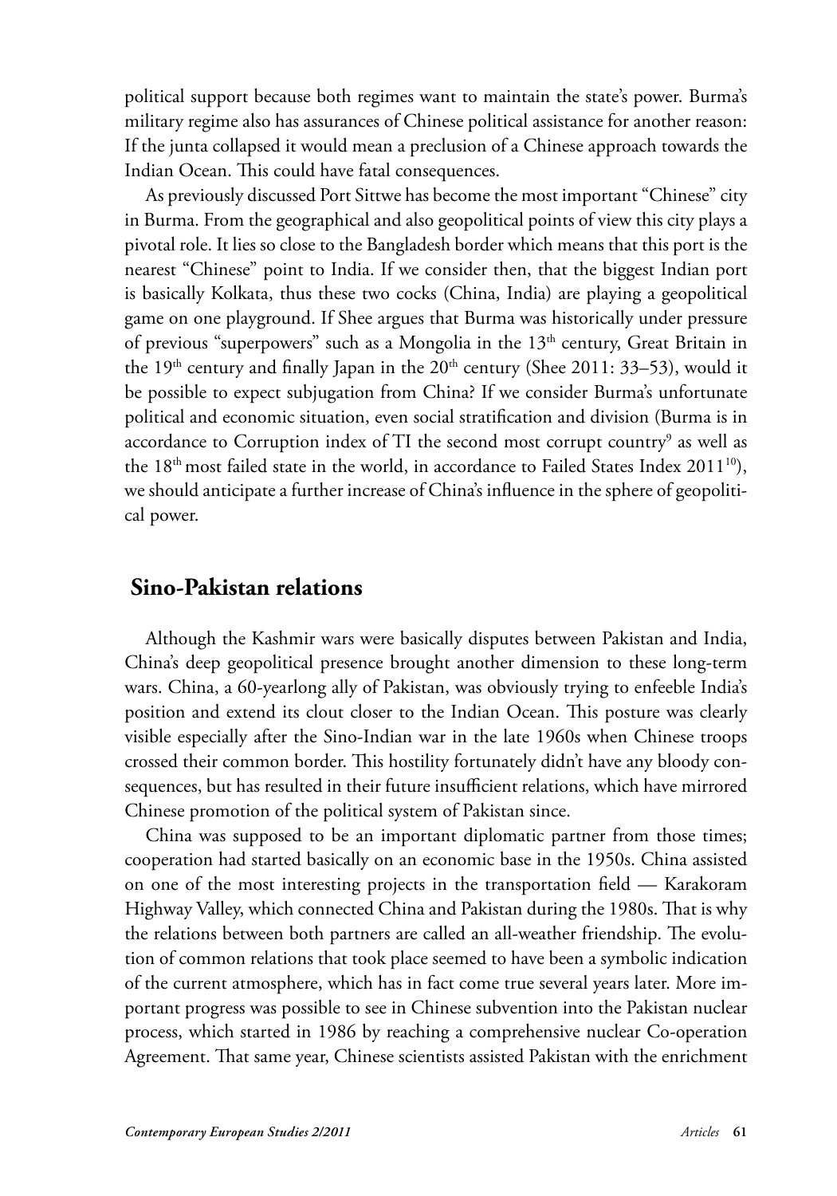political support because both regimes want to maintain the state's power. Burma's military regime also has assurances of Chinese political assistance for another reason: If the junta collapsed it would mean a preclusion of a Chinese approach towards the Indian Ocean. This could have fatal consequences.

As previously discussed Port Sittwe has become the most important "Chinese" city in Burma. From the geographical and also geopolitical points of view this city plays a pivotal role. It lies so close to the Bangladesh border which means that this port is the nearest "Chinese" point to India. If we consider then, that the biggest Indian port is basically Kolkata, thus these two cocks (China, India) are playing a geopolitical game on one playground. If Shee argues that Burma was historically under pressure of previous "superpowers" such as a Mongolia in the 13th century, Great Britain in the 19th century and finally Japan in the 20th century (Shee 2011: 33–53), would it be possible to expect subjugation from China? If we consider Burma's unfortunate political and economic situation, even social stratification and division (Burma is in accordance to Corruption index of TI the second most corrupt country[9] as well as the 18th most failed state in the world, in accordance to Failed States Index 2011[10]), we should anticipate a further increase of China's influence in the sphere of geopolitical power.

## Sino-Pakistan relations

Although the Kashmir wars were basically disputes between Pakistan and India, China's deep geopolitical presence brought another dimension to these long-term wars. China, a 60-yearlong ally of Pakistan, was obviously trying to enfeeble India's position and extend its clout closer to the Indian Ocean. This posture was clearly visible especially after the Sino-Indian war in the late 1960s when Chinese troops crossed their common border. This hostility fortunately didn't have any bloody consequences, but has resulted in their future insufficient relations, which have mirrored Chinese promotion of the political system of Pakistan since.

China was supposed to be an important diplomatic partner from those times; cooperation had started basically on an economic base in the 1950s. China assisted on one of the most interesting projects in the transportation field — Karakoram Highway Valley, which connected China and Pakistan during the 1980s. That is why the relations between both partners are called an all-weather friendship. The evolution of common relations that took place seemed to have been a symbolic indication of the current atmosphere, which has in fact come true several years later. More important progress was possible to see in Chinese subvention into the Pakistan nuclear process, which started in 1986 by reaching a comprehensive nuclear Co-operation Agreement. That same year, Chinese scientists assisted Pakistan with the enrichment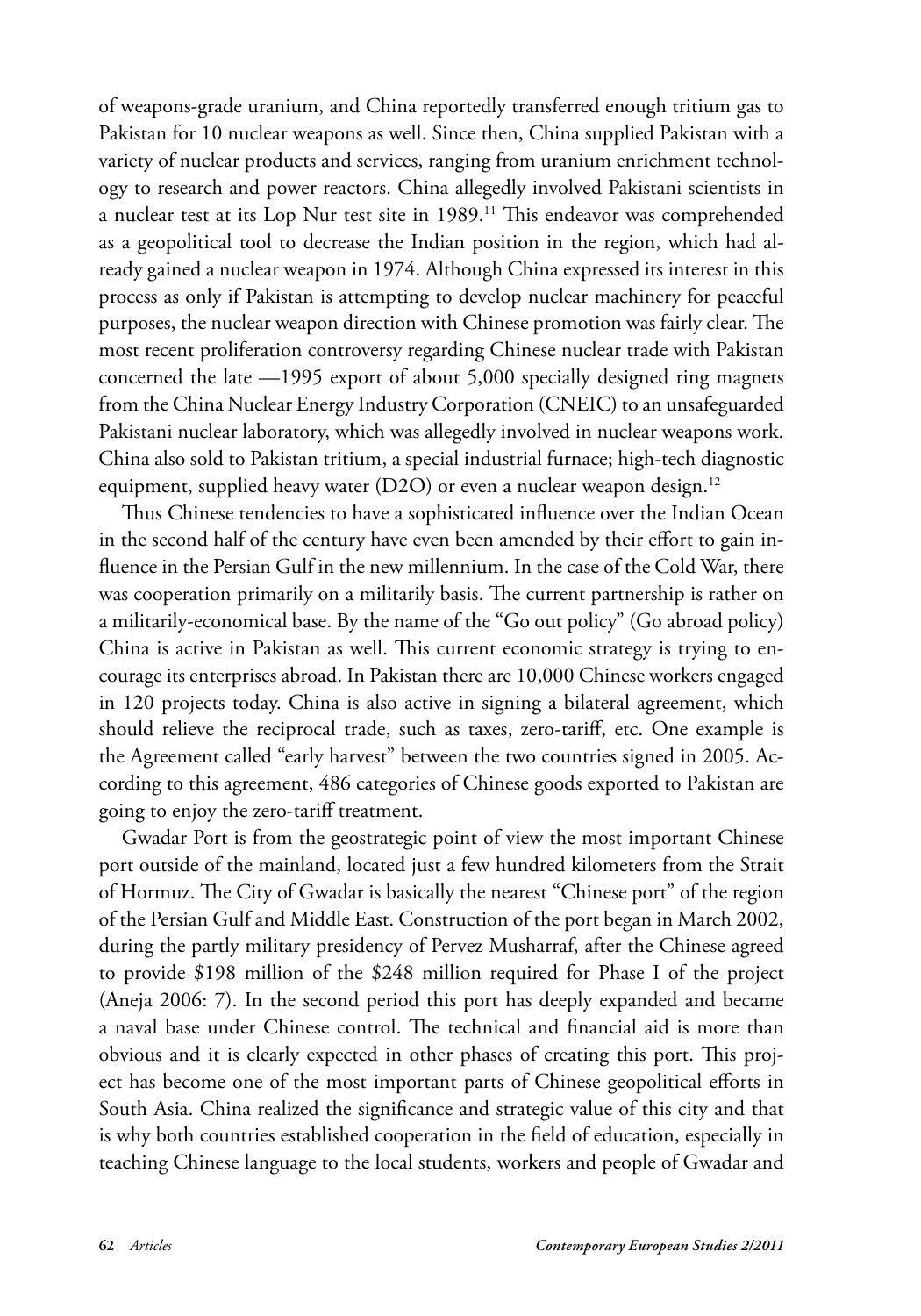of weapons-grade uranium, and China reportedly transferred enough tritium gas to Pakistan for 10 nuclear weapons as well. Since then, China supplied Pakistan with a variety of nuclear products and services, ranging from uranium enrichment technology to research and power reactors. China allegedly involved Pakistani scientists in a nuclear test at its Lop Nur test site in 1989.[11] This endeavor was comprehended as a geopolitical tool to decrease the Indian position in the region, which had already gained a nuclear weapon in 1974. Although China expressed its interest in this process as only if Pakistan is attempting to develop nuclear machinery for peaceful purposes, the nuclear weapon direction with Chinese promotion was fairly clear. The most recent proliferation controversy regarding Chinese nuclear trade with Pakistan concerned the late —1995 export of about 5,000 specially designed ring magnets from the China Nuclear Energy Industry Corporation (CNEIC) to an unsafeguarded Pakistani nuclear laboratory, which was allegedly involved in nuclear weapons work. China also sold to Pakistan tritium, a special industrial furnace; high-tech diagnostic equipment, supplied heavy water ($D_2O$) or even a nuclear weapon design.[12]

Thus Chinese tendencies to have a sophisticated influence over the Indian Ocean in the second half of the century have even been amended by their effort to gain influence in the Persian Gulf in the new millennium. In the case of the Cold War, there was cooperation primarily on a militarily basis. The current partnership is rather on a militarily-economical base. By the name of the "Go out policy" (Go abroad policy) China is active in Pakistan as well. This current economic strategy is trying to encourage its enterprises abroad. In Pakistan there are 10,000 Chinese workers engaged in 120 projects today. China is also active in signing a bilateral agreement, which should relieve the reciprocal trade, such as taxes, zero-tariff, etc. One example is the Agreement called "early harvest" between the two countries signed in 2005. According to this agreement, 486 categories of Chinese goods exported to Pakistan are going to enjoy the zero-tariff treatment.

Gwadar Port is from the geostrategic point of view the most important Chinese port outside of the mainland, located just a few hundred kilometers from the Strait of Hormuz. The City of Gwadar is basically the nearest "Chinese port" of the region of the Persian Gulf and Middle East. Construction of the port began in March 2002, during the partly military presidency of Pervez Musharraf, after the Chinese agreed to provide $198 million of the $248 million required for Phase I of the project (Aneja 2006: 7). In the second period this port has deeply expanded and became a naval base under Chinese control. The technical and financial aid is more than obvious and it is clearly expected in other phases of creating this port. This project has become one of the most important parts of Chinese geopolitical efforts in South Asia. China realized the significance and strategic value of this city and that is why both countries established cooperation in the field of education, especially in teaching Chinese language to the local students, workers and people of Gwadar and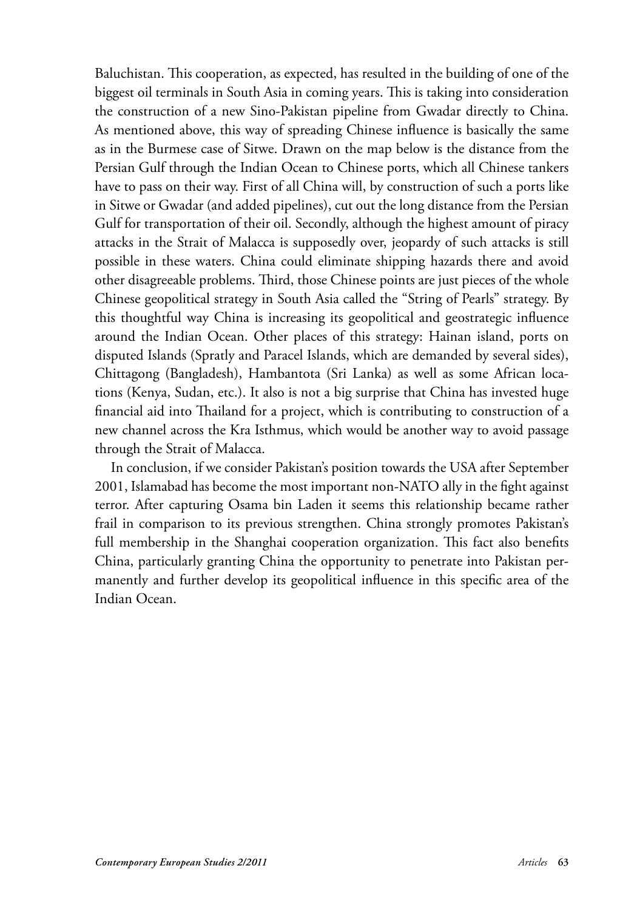Baluchistan. This cooperation, as expected, has resulted in the building of one of the biggest oil terminals in South Asia in coming years. This is taking into consideration the construction of a new Sino-Pakistan pipeline from Gwadar directly to China. As mentioned above, this way of spreading Chinese influence is basically the same as in the Burmese case of Sitwe. Drawn on the map below is the distance from the Persian Gulf through the Indian Ocean to Chinese ports, which all Chinese tankers have to pass on their way. First of all China will, by construction of such a ports like in Sitwe or Gwadar (and added pipelines), cut out the long distance from the Persian Gulf for transportation of their oil. Secondly, although the highest amount of piracy attacks in the Strait of Malacca is supposedly over, jeopardy of such attacks is still possible in these waters. China could eliminate shipping hazards there and avoid other disagreeable problems. Third, those Chinese points are just pieces of the whole Chinese geopolitical strategy in South Asia called the "String of Pearls" strategy. By this thoughtful way China is increasing its geopolitical and geostrategic influence around the Indian Ocean. Other places of this strategy: Hainan island, ports on disputed Islands (Spratly and Paracel Islands, which are demanded by several sides), Chittagong (Bangladesh), Hambantota (Sri Lanka) as well as some African locations (Kenya, Sudan, etc.). It also is not a big surprise that China has invested huge financial aid into Thailand for a project, which is contributing to construction of a new channel across the Kra Isthmus, which would be another way to avoid passage through the Strait of Malacca.

In conclusion, if we consider Pakistan's position towards the USA after September 2001, Islamabad has become the most important non-NATO ally in the fight against terror. After capturing Osama bin Laden it seems this relationship became rather frail in comparison to its previous strengthen. China strongly promotes Pakistan's full membership in the Shanghai cooperation organization. This fact also benefits China, particularly granting China the opportunity to penetrate into Pakistan permanently and further develop its geopolitical influence in this specific area of the Indian Ocean.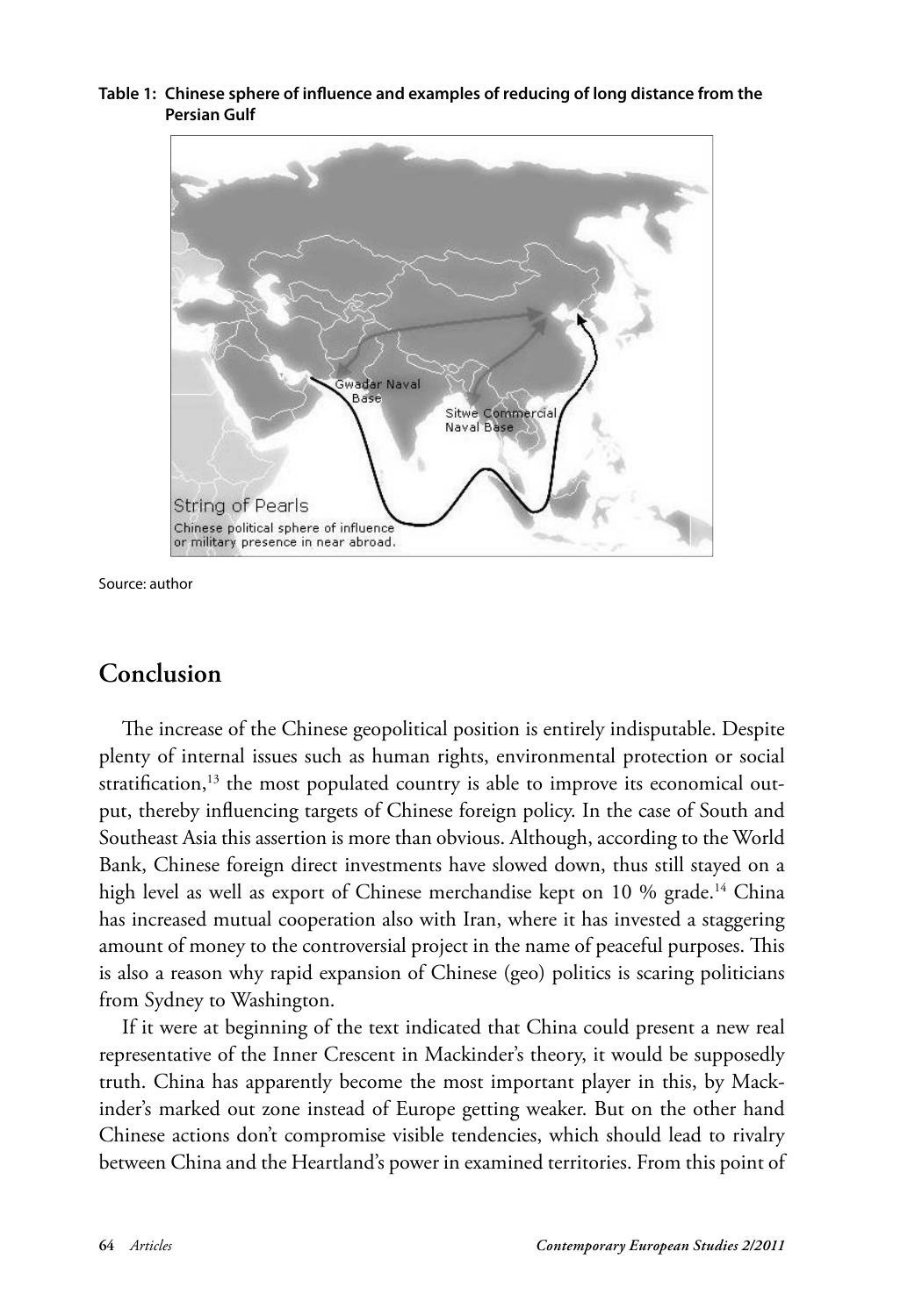**Table 1: Chinese sphere of influence and examples of reducing of long distance from the Persian Gulf**

Source: author

## Conclusion

The increase of the Chinese geopolitical position is entirely indisputable. Despite plenty of internal issues such as human rights, environmental protection or social stratification,[13] the most populated country is able to improve its economical output, thereby influencing targets of Chinese foreign policy. In the case of South and Southeast Asia this assertion is more than obvious. Although, according to the World Bank, Chinese foreign direct investments have slowed down, thus still stayed on a high level as well as export of Chinese merchandise kept on 10 % grade.[14] China has increased mutual cooperation also with Iran, where it has invested a staggering amount of money to the controversial project in the name of peaceful purposes. This is also a reason why rapid expansion of Chinese (geo) politics is scaring politicians from Sydney to Washington.

If it were at beginning of the text indicated that China could present a new real representative of the Inner Crescent in Mackinder's theory, it would be supposedly truth. China has apparently become the most important player in this, by Mackinder's marked out zone instead of Europe getting weaker. But on the other hand Chinese actions don't compromise visible tendencies, which should lead to rivalry between China and the Heartland's power in examined territories. From this point of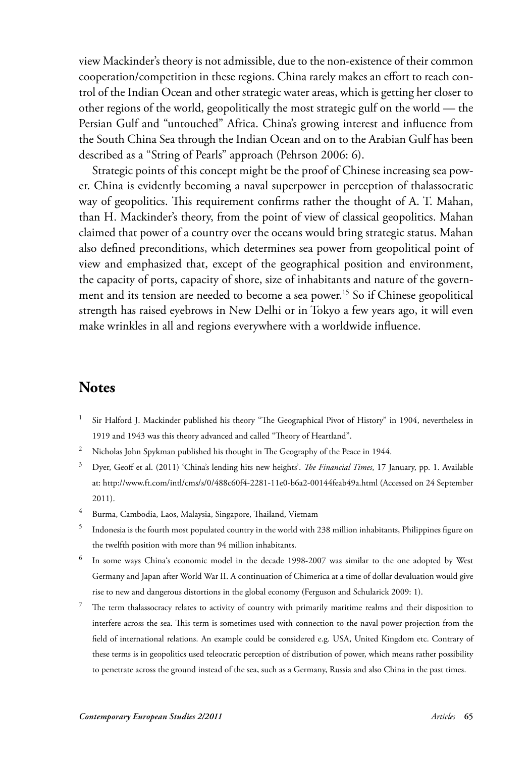view Mackinder's theory is not admissible, due to the non-existence of their common cooperation/competition in these regions. China rarely makes an effort to reach control of the Indian Ocean and other strategic water areas, which is getting her closer to other regions of the world, geopolitically the most strategic gulf on the world — the Persian Gulf and "untouched" Africa. China's growing interest and influence from the South China Sea through the Indian Ocean and on to the Arabian Gulf has been described as a "String of Pearls" approach (Pehrson 2006: 6).

Strategic points of this concept might be the proof of Chinese increasing sea power. China is evidently becoming a naval superpower in perception of thalassocratic way of geopolitics. This requirement confirms rather the thought of A. T. Mahan, than H. Mackinder's theory, from the point of view of classical geopolitics. Mahan claimed that power of a country over the oceans would bring strategic status. Mahan also defined preconditions, which determines sea power from geopolitical point of view and emphasized that, except of the geographical position and environment, the capacity of ports, capacity of shore, size of inhabitants and nature of the government and its tension are needed to become a sea power.[15] So if Chinese geopolitical strength has raised eyebrows in New Delhi or in Tokyo a few years ago, it will even make wrinkles in all and regions everywhere with a worldwide influence.

## Notes

1. Sir Halford J. Mackinder published his theory "The Geographical Pivot of History" in 1904, nevertheless in 1919 and 1943 was this theory advanced and called "Theory of Heartland".
2. Nicholas John Spykman published his thought in The Geography of the Peace in 1944.
3. Dyer, Geoff et al. (2011) 'China's lending hits new heights'. *The Financial Times*, 17 January, pp. 1. Available at: http://www.ft.com/intl/cms/s/0/488c60f4-2281-11e0-b6a2-00144feab49a.html (Accessed on 24 September 2011).
4. Burma, Cambodia, Laos, Malaysia, Singapore, Thailand, Vietnam
5. Indonesia is the fourth most populated country in the world with 238 million inhabitants, Philippines figure on the twelfth position with more than 94 million inhabitants.
6. In some ways China's economic model in the decade 1998-2007 was similar to the one adopted by West Germany and Japan after World War II. A continuation of Chimerica at a time of dollar devaluation would give rise to new and dangerous distortions in the global economy (Ferguson and Schularick 2009: 1).
7. The term thalassocracy relates to activity of country with primarily maritime realms and their disposition to interfere across the sea. This term is sometimes used with connection to the naval power projection from the field of international relations. An example could be considered e.g. USA, United Kingdom etc. Contrary of these terms is in geopolitics used teleocratic perception of distribution of power, which means rather possibility to penetrate across the ground instead of the sea, such as a Germany, Russia and also China in the past times.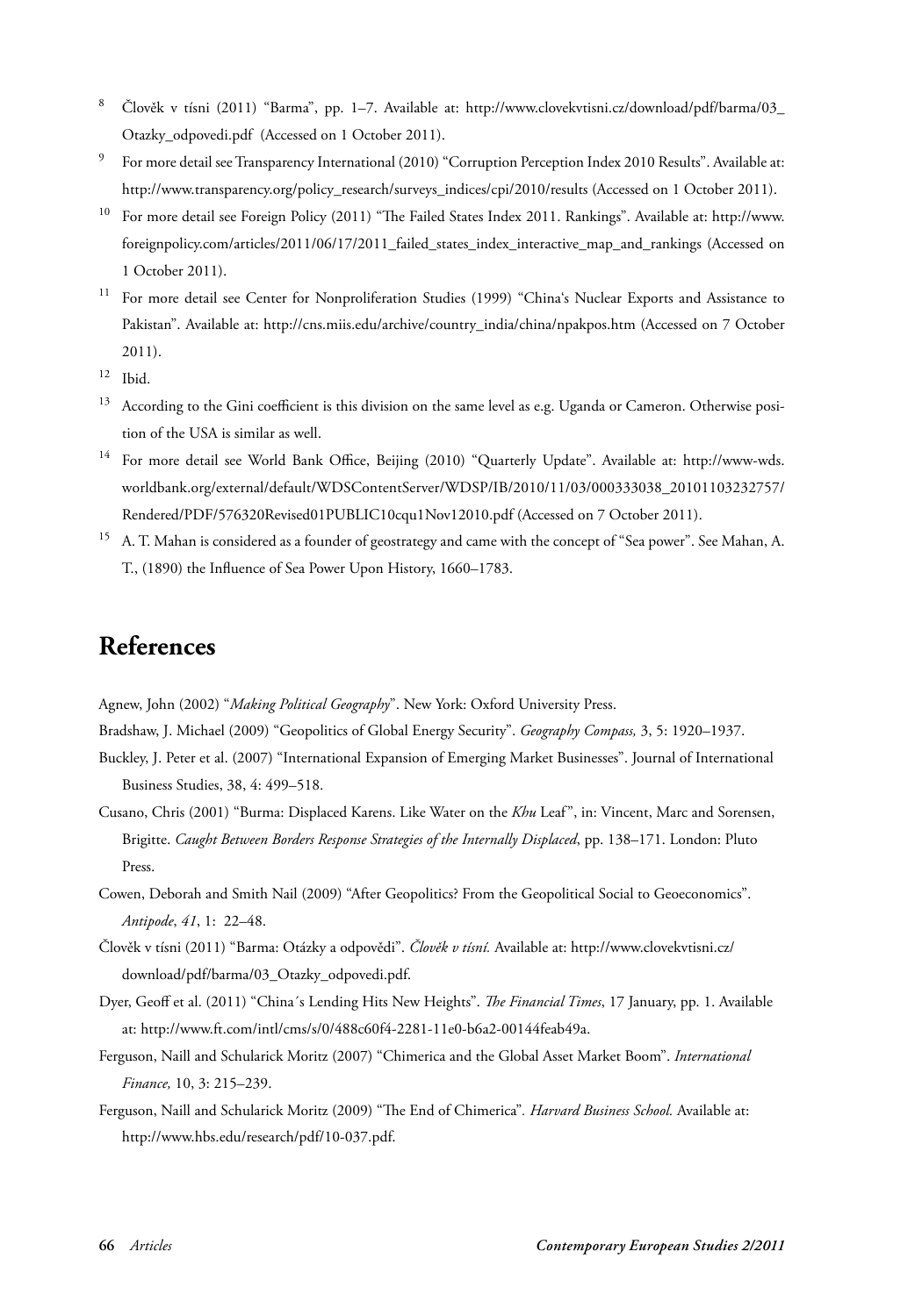8 Člověk v tísni (2011) "Barma", pp. 1–7. Available at: http://www.clovekvtisni.cz/download/pdf/barma/03_Otazky_odpovedi.pdf (Accessed on 1 October 2011).

9 For more detail see Transparency International (2010) "Corruption Perception Index 2010 Results". Available at: http://www.transparency.org/policy_research/surveys_indices/cpi/2010/results (Accessed on 1 October 2011).

10 For more detail see Foreign Policy (2011) "The Failed States Index 2011. Rankings". Available at: http://www.foreignpolicy.com/articles/2011/06/17/2011_failed_states_index_interactive_map_and_rankings (Accessed on 1 October 2011).

11 For more detail see Center for Nonproliferation Studies (1999) "China's Nuclear Exports and Assistance to Pakistan". Available at: http://cns.miis.edu/archive/country_india/china/npakpos.htm (Accessed on 7 October 2011).

12 Ibid.

13 According to the Gini coefficient is this division on the same level as e.g. Uganda or Cameron. Otherwise position of the USA is similar as well.

14 For more detail see World Bank Office, Beijing (2010) "Quarterly Update". Available at: http://www-wds.worldbank.org/external/default/WDSContentServer/WDSP/IB/2010/11/03/000333038_20101103232757/Rendered/PDF/576320Revised01PUBLIC10cqu1Nov12010.pdf (Accessed on 7 October 2011).

15 A. T. Mahan is considered as a founder of geostrategy and came with the concept of "Sea power". See Mahan, A. T., (1890) the Influence of Sea Power Upon History, 1660–1783.

## References

Agnew, John (2002) "*Making Political Geography*". New York: Oxford University Press.

Bradshaw, J. Michael (2009) "Geopolitics of Global Energy Security". *Geography Compass,* 3, 5: 1920–1937.

Buckley, J. Peter et al. (2007) "International Expansion of Emerging Market Businesses". Journal of International Business Studies, 38, 4: 499–518.

Cusano, Chris (2001) "Burma: Displaced Karens. Like Water on the *Khu* Leaf", in: Vincent, Marc and Sorensen, Brigitte. *Caught Between Borders Response Strategies of the Internally Displaced*, pp. 138–171. London: Pluto Press.

Cowen, Deborah and Smith Nail (2009) "After Geopolitics? From the Geopolitical Social to Geoeconomics". *Antipode*, *41*, 1: 22–48.

Člověk v tísni (2011) "Barma: Otázky a odpovědi". *Člověk v tísní.* Available at: http://www.clovekvtisni.cz/download/pdf/barma/03_Otazky_odpovedi.pdf.

Dyer, Geoff et al. (2011) "China´s Lending Hits New Heights". *The Financial Times*, 17 January, pp. 1. Available at: http://www.ft.com/intl/cms/s/0/488c60f4-2281-11e0-b6a2-00144feab49a.

Ferguson, Naill and Schularick Moritz (2007) "Chimerica and the Global Asset Market Boom". *International Finance,* 10, 3: 215–239.

Ferguson, Naill and Schularick Moritz (2009) "The End of Chimerica". *Harvard Business School.* Available at: http://www.hbs.edu/research/pdf/10-037.pdf.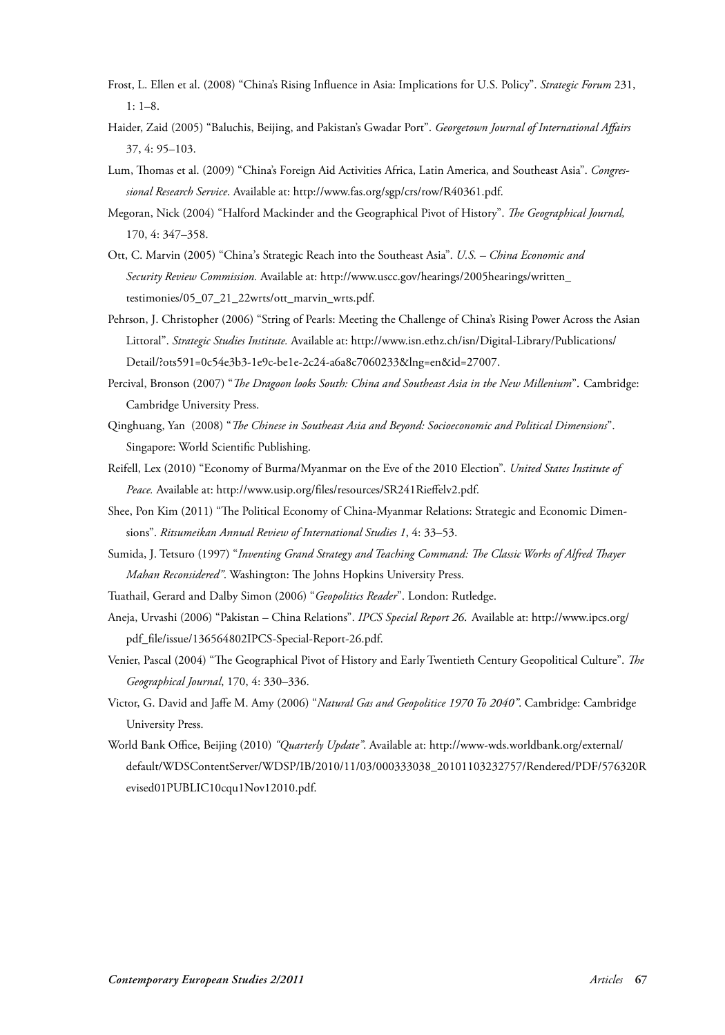Frost, L. Ellen et al. (2008) "China's Rising Influence in Asia: Implications for U.S. Policy". *Strategic Forum* 231, 1: 1–8.

Haider, Zaid (2005) "Baluchis, Beijing, and Pakistan's Gwadar Port". *Georgetown Journal of International Affairs* 37, 4: 95–103.

Lum, Thomas et al. (2009) "China's Foreign Aid Activities Africa, Latin America, and Southeast Asia". *Congressional Research Service*. Available at: http://www.fas.org/sgp/crs/row/R40361.pdf.

Megoran, Nick (2004) "Halford Mackinder and the Geographical Pivot of History". *The Geographical Journal,* 170, 4: 347–358.

Ott, C. Marvin (2005) "China's Strategic Reach into the Southeast Asia". *U.S. – China Economic and Security Review Commission.* Available at: http://www.uscc.gov/hearings/2005hearings/written_testimonies/05_07_21_22wrts/ott_marvin_wrts.pdf.

Pehrson, J. Christopher (2006) "String of Pearls: Meeting the Challenge of China's Rising Power Across the Asian Littoral". *Strategic Studies Institute.* Available at: http://www.isn.ethz.ch/isn/Digital-Library/Publications/Detail/?ots591=0c54e3b3-1e9c-be1e-2c24-a6a8c7060233&lng=en&id=27007.

Percival, Bronson (2007) "*The Dragoon looks South: China and Southeast Asia in the New Millenium*"**.** Cambridge: Cambridge University Press.

Qinghuang, Yan (2008) "*The Chinese in Southeast Asia and Beyond: Socioeconomic and Political Dimensions*". Singapore: World Scientific Publishing.

Reifell, Lex (2010) "Economy of Burma/Myanmar on the Eve of the 2010 Election". *United States Institute of Peace.* Available at: http://www.usip.org/files/resources/SR241Rieffelv2.pdf.

Shee, Pon Kim (2011) "The Political Economy of China-Myanmar Relations: Strategic and Economic Dimensions". *Ritsumeikan Annual Review of International Studies 1*, 4: 33–53.

Sumida, J. Tetsuro (1997) "*Inventing Grand Strategy and Teaching Command: The Classic Works of Alfred Thayer Mahan Reconsidered"*. Washington: The Johns Hopkins University Press.

Tuathail, Gerard and Dalby Simon (2006) "*Geopolitics Reader*". London: Rutledge.

Aneja, Urvashi (2006) "Pakistan – China Relations". *IPCS Special Report 26.* Available at: http://www.ipcs.org/pdf_file/issue/136564802IPCS-Special-Report-26.pdf.

Venier, Pascal (2004) "The Geographical Pivot of History and Early Twentieth Century Geopolitical Culture". *The Geographical Journal*, 170, 4: 330–336.

Victor, G. David and Jaffe M. Amy (2006) "*Natural Gas and Geopolitice 1970 To 2040"*. Cambridge: Cambridge University Press.

World Bank Office, Beijing (2010) *"Quarterly Update"*. Available at: http://www-wds.worldbank.org/external/default/WDSContentServer/WDSP/IB/2010/11/03/000333038_20101103232757/Rendered/PDF/576320Revised01PUBLIC10cqu1Nov12010.pdf.